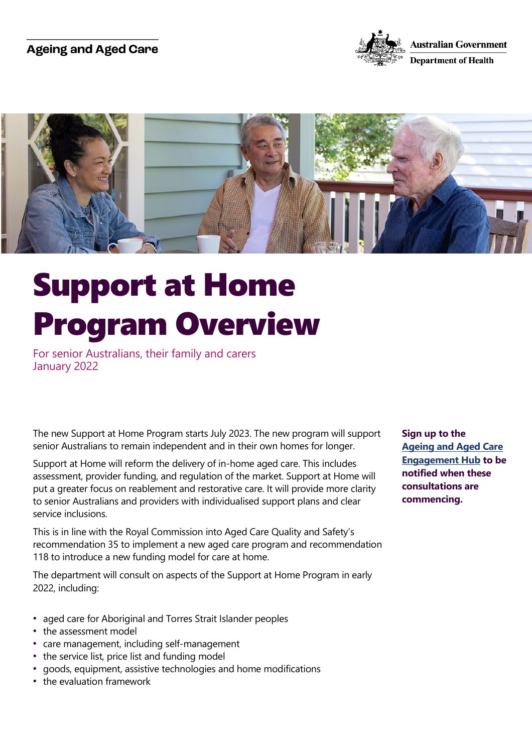Ageing and Aged Care

Australian Government
Department of Health

# Support at Home Program Overview

For senior Australians, their family and carers
January 2022

**Sign up to the Ageing and Aged Care Engagement Hub to be notified when these consultations are commencing.**

The new Support at Home Program starts July 2023. The new program will support senior Australians to remain independent and in their own homes for longer.

Support at Home will reform the delivery of in-home aged care. This includes assessment, provider funding, and regulation of the market. Support at Home will put a greater focus on reablement and restorative care. It will provide more clarity to senior Australians and providers with individualised support plans and clear service inclusions.

This is in line with the Royal Commission into Aged Care Quality and Safety's recommendation 35 to implement a new aged care program and recommendation 118 to introduce a new funding model for care at home.

The department will consult on aspects of the Support at Home Program in early 2022, including:

- aged care for Aboriginal and Torres Strait Islander peoples
- the assessment model
- care management, including self-management
- the service list, price list and funding model
- goods, equipment, assistive technologies and home modifications
- the evaluation framework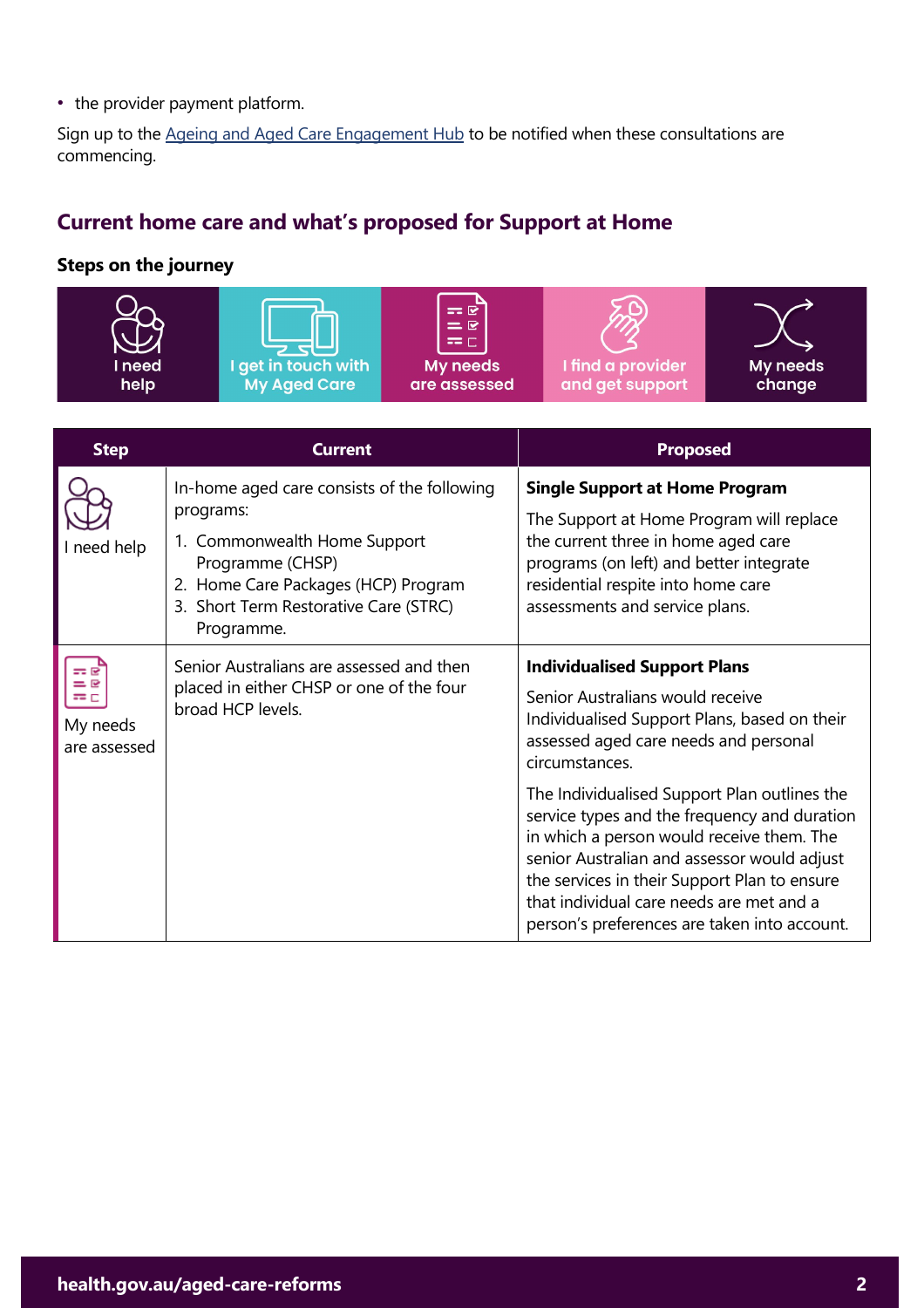- the provider payment platform.

Sign up to the Ageing and Aged Care Engagement Hub to be notified when these consultations are commencing.

## Current home care and what's proposed for Support at Home

### Steps on the journey

I need help | I get in touch with My Aged Care | My needs are assessed | I find a provider and get support | My needs change

| Step | Current | Proposed |
|---|---|---|
| I need help | In-home aged care consists of the following programs:<br>1. Commonwealth Home Support Programme (CHSP)<br>2. Home Care Packages (HCP) Program<br>3. Short Term Restorative Care (STRC) Programme. | **Single Support at Home Program**<br>The Support at Home Program will replace the current three in home aged care programs (on left) and better integrate residential respite into home care assessments and service plans. |
| My needs are assessed | Senior Australians are assessed and then placed in either CHSP or one of the four broad HCP levels. | **Individualised Support Plans**<br>Senior Australians would receive Individualised Support Plans, based on their assessed aged care needs and personal circumstances.<br>The Individualised Support Plan outlines the service types and the frequency and duration in which a person would receive them. The senior Australian and assessor would adjust the services in their Support Plan to ensure that individual care needs are met and a person's preferences are taken into account. |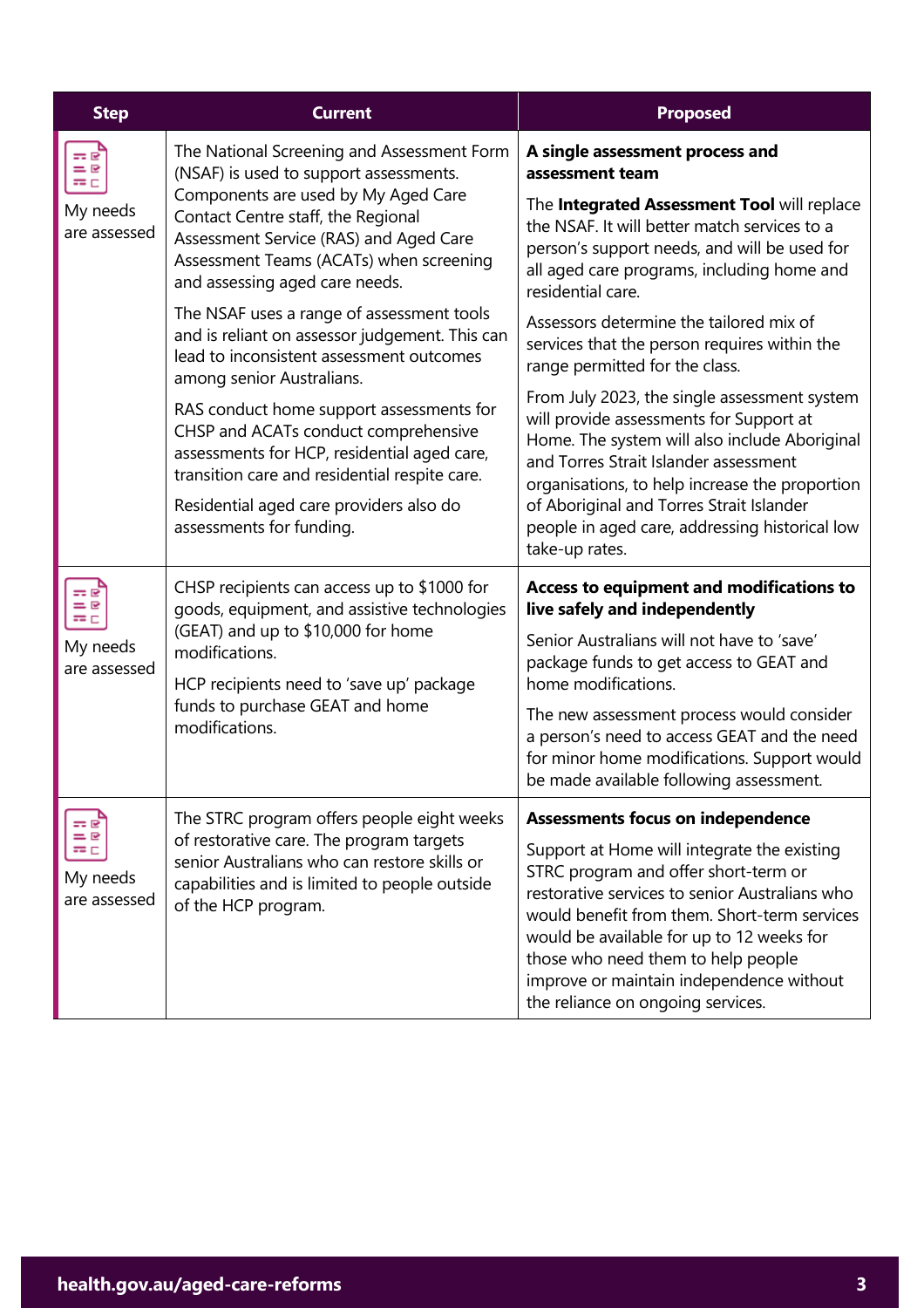| Step | Current | Proposed |
| --- | --- | --- |
| My needs are assessed | The National Screening and Assessment Form (NSAF) is used to support assessments. Components are used by My Aged Care Contact Centre staff, the Regional Assessment Service (RAS) and Aged Care Assessment Teams (ACATs) when screening and assessing aged care needs.<br><br>The NSAF uses a range of assessment tools and is reliant on assessor judgement. This can lead to inconsistent assessment outcomes among senior Australians.<br><br>RAS conduct home support assessments for CHSP and ACATs conduct comprehensive assessments for HCP, residential aged care, transition care and residential respite care.<br><br>Residential aged care providers also do assessments for funding. | **A single assessment process and assessment team**<br><br>The **Integrated Assessment Tool** will replace the NSAF. It will better match services to a person's support needs, and will be used for all aged care programs, including home and residential care.<br><br>Assessors determine the tailored mix of services that the person requires within the range permitted for the class.<br><br>From July 2023, the single assessment system will provide assessments for Support at Home. The system will also include Aboriginal and Torres Strait Islander assessment organisations, to help increase the proportion of Aboriginal and Torres Strait Islander people in aged care, addressing historical low take-up rates. |
| My needs are assessed | CHSP recipients can access up to $1000 for goods, equipment, and assistive technologies (GEAT) and up to $10,000 for home modifications.<br><br>HCP recipients need to 'save up' package funds to purchase GEAT and home modifications. | **Access to equipment and modifications to live safely and independently**<br><br>Senior Australians will not have to 'save' package funds to get access to GEAT and home modifications.<br><br>The new assessment process would consider a person's need to access GEAT and the need for minor home modifications. Support would be made available following assessment. |
| My needs are assessed | The STRC program offers people eight weeks of restorative care. The program targets senior Australians who can restore skills or capabilities and is limited to people outside of the HCP program. | **Assessments focus on independence**<br><br>Support at Home will integrate the existing STRC program and offer short-term or restorative services to senior Australians who would benefit from them. Short-term services would be available for up to 12 weeks for those who need them to help people improve or maintain independence without the reliance on ongoing services. |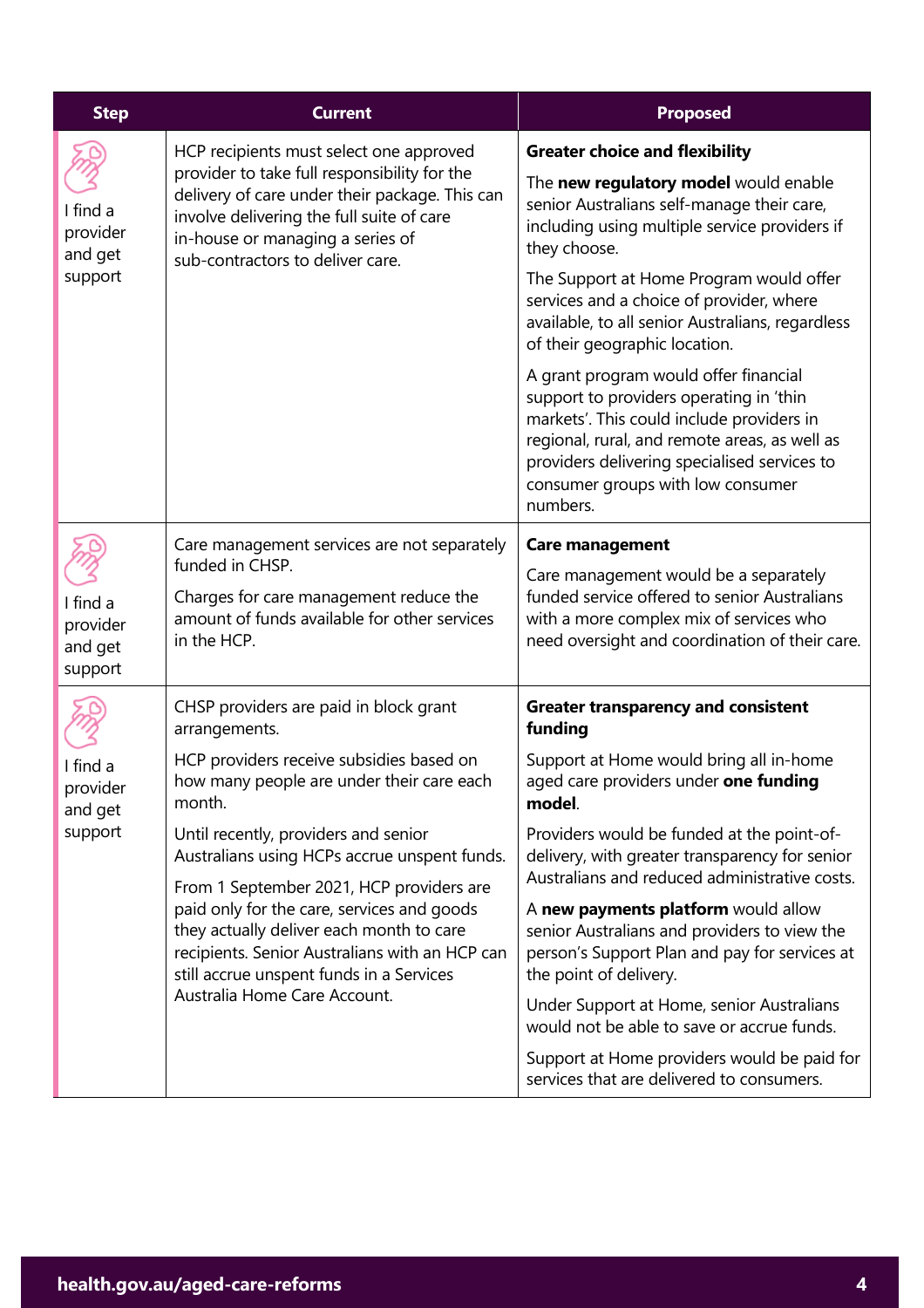| Step | Current | Proposed |
|---|---|---|
| I find a provider and get support | HCP recipients must select one approved provider to take full responsibility for the delivery of care under their package. This can involve delivering the full suite of care in-house or managing a series of sub-contractors to deliver care. | **Greater choice and flexibility**<br><br>The **new regulatory model** would enable senior Australians self-manage their care, including using multiple service providers if they choose.<br><br>The Support at Home Program would offer services and a choice of provider, where available, to all senior Australians, regardless of their geographic location.<br><br>A grant program would offer financial support to providers operating in 'thin markets'. This could include providers in regional, rural, and remote areas, as well as providers delivering specialised services to consumer groups with low consumer numbers. |
| I find a provider and get support | Care management services are not separately funded in CHSP.<br><br>Charges for care management reduce the amount of funds available for other services in the HCP. | **Care management**<br><br>Care management would be a separately funded service offered to senior Australians with a more complex mix of services who need oversight and coordination of their care. |
| I find a provider and get support | CHSP providers are paid in block grant arrangements.<br><br>HCP providers receive subsidies based on how many people are under their care each month.<br><br>Until recently, providers and senior Australians using HCPs accrue unspent funds.<br><br>From 1 September 2021, HCP providers are paid only for the care, services and goods they actually deliver each month to care recipients. Senior Australians with an HCP can still accrue unspent funds in a Services Australia Home Care Account. | **Greater transparency and consistent funding**<br><br>Support at Home would bring all in-home aged care providers under **one funding model**.<br><br>Providers would be funded at the point-of-delivery, with greater transparency for senior Australians and reduced administrative costs.<br><br>A **new payments platform** would allow senior Australians and providers to view the person's Support Plan and pay for services at the point of delivery.<br><br>Under Support at Home, senior Australians would not be able to save or accrue funds.<br><br>Support at Home providers would be paid for services that are delivered to consumers. |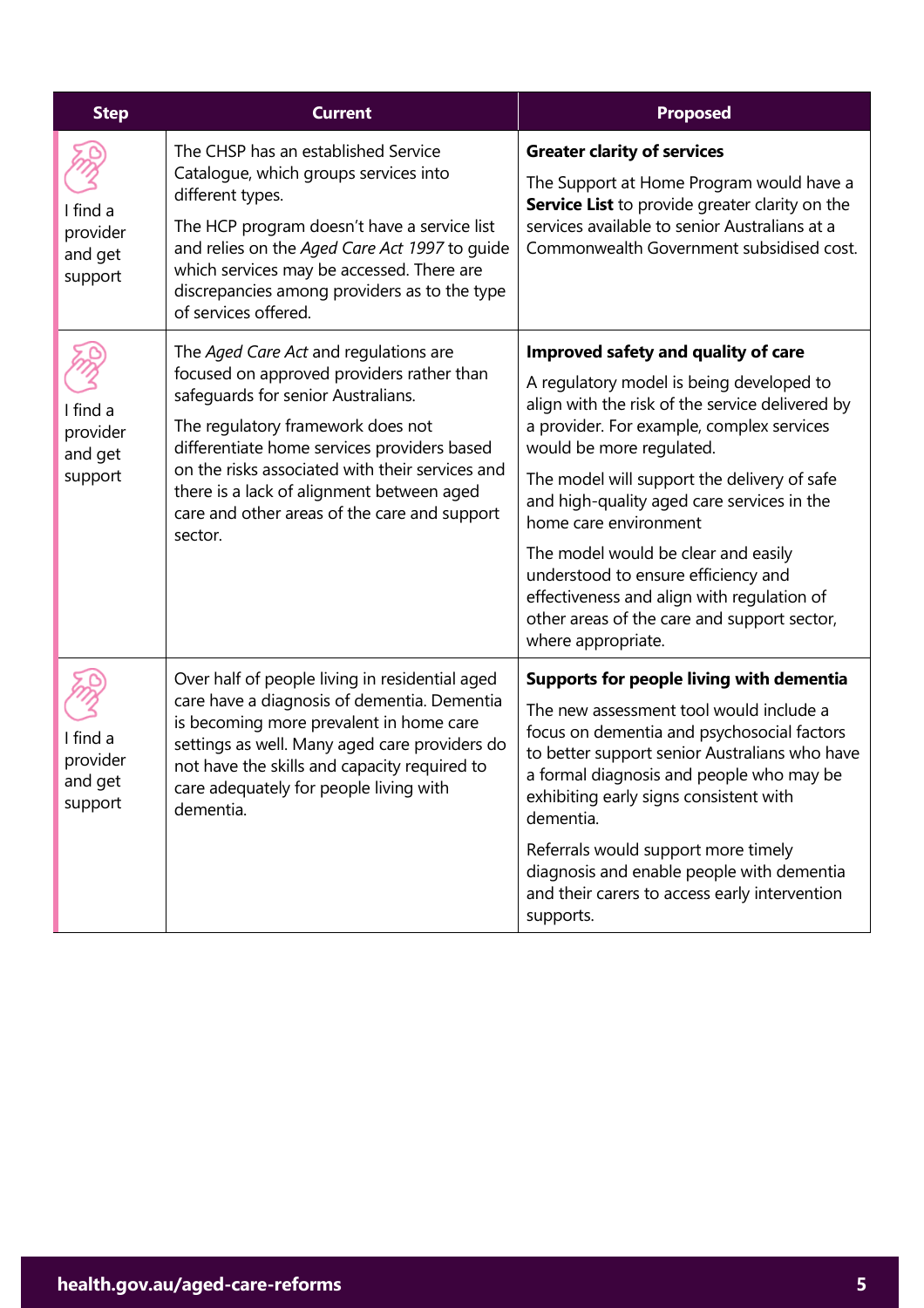| Step | Current | Proposed |
|---|---|---|
| I find a provider and get support | The CHSP has an established Service Catalogue, which groups services into different types.<br><br>The HCP program doesn't have a service list and relies on the *Aged Care Act 1997* to guide which services may be accessed. There are discrepancies among providers as to the type of services offered. | **Greater clarity of services**<br><br>The Support at Home Program would have a **Service List** to provide greater clarity on the services available to senior Australians at a Commonwealth Government subsidised cost. |
| I find a provider and get support | The *Aged Care Act* and regulations are focused on approved providers rather than safeguards for senior Australians.<br><br>The regulatory framework does not differentiate home services providers based on the risks associated with their services and there is a lack of alignment between aged care and other areas of the care and support sector. | **Improved safety and quality of care**<br><br>A regulatory model is being developed to align with the risk of the service delivered by a provider. For example, complex services would be more regulated.<br><br>The model will support the delivery of safe and high-quality aged care services in the home care environment<br><br>The model would be clear and easily understood to ensure efficiency and effectiveness and align with regulation of other areas of the care and support sector, where appropriate. |
| I find a provider and get support | Over half of people living in residential aged care have a diagnosis of dementia. Dementia is becoming more prevalent in home care settings as well. Many aged care providers do not have the skills and capacity required to care adequately for people living with dementia. | **Supports for people living with dementia**<br><br>The new assessment tool would include a focus on dementia and psychosocial factors to better support senior Australians who have a formal diagnosis and people who may be exhibiting early signs consistent with dementia.<br><br>Referrals would support more timely diagnosis and enable people with dementia and their carers to access early intervention supports. |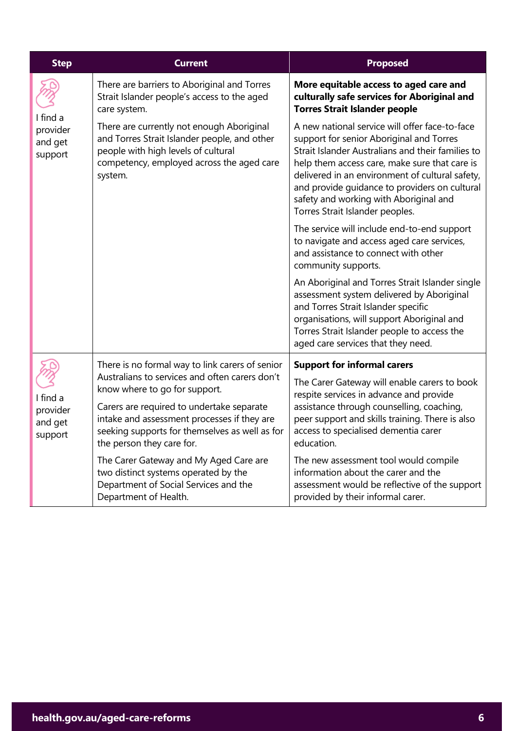| Step | Current | Proposed |
|---|---|---|
| I find a provider and get support | There are barriers to Aboriginal and Torres Strait Islander people's access to the aged care system.<br><br>There are currently not enough Aboriginal and Torres Strait Islander people, and other people with high levels of cultural competency, employed across the aged care system. | **More equitable access to aged care and culturally safe services for Aboriginal and Torres Strait Islander people**<br><br>A new national service will offer face-to-face support for senior Aboriginal and Torres Strait Islander Australians and their families to help them access care, make sure that care is delivered in an environment of cultural safety, and provide guidance to providers on cultural safety and working with Aboriginal and Torres Strait Islander peoples.<br><br>The service will include end-to-end support to navigate and access aged care services, and assistance to connect with other community supports.<br><br>An Aboriginal and Torres Strait Islander single assessment system delivered by Aboriginal and Torres Strait Islander specific organisations, will support Aboriginal and Torres Strait Islander people to access the aged care services that they need. |
| I find a provider and get support | There is no formal way to link carers of senior Australians to services and often carers don't know where to go for support.<br><br>Carers are required to undertake separate intake and assessment processes if they are seeking supports for themselves as well as for the person they care for.<br><br>The Carer Gateway and My Aged Care are two distinct systems operated by the Department of Social Services and the Department of Health. | **Support for informal carers**<br><br>The Carer Gateway will enable carers to book respite services in advance and provide assistance through counselling, coaching, peer support and skills training. There is also access to specialised dementia carer education.<br><br>The new assessment tool would compile information about the carer and the assessment would be reflective of the support provided by their informal carer. |

**health.gov.au/aged-care-reforms**